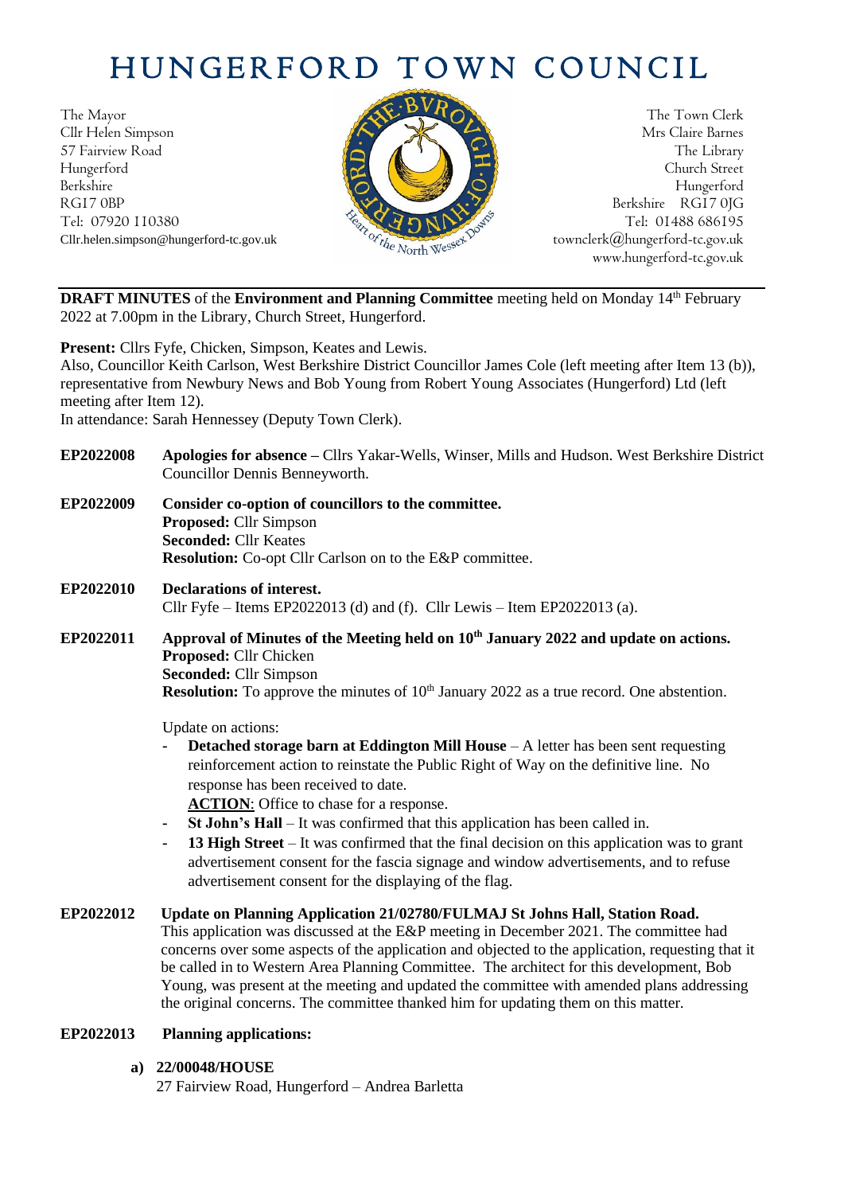# HUNGERFORD TOWN COUNCIL

The Mayor
Cllr Helen Simpson
57 Fairview Road
Hungerford
Berkshire
RG17 0BP
Tel: 07920 110380
Cllr.helen.simpson@hungerford-tc.gov.uk

The Town Clerk
Mrs Claire Barnes
The Library
Church Street
Hungerford
Berkshire RG17 0JG
Tel: 01488 686195
townclerk@hungerford-tc.gov.uk
www.hungerford-tc.gov.uk

**DRAFT MINUTES** of the **Environment and Planning Committee** meeting held on Monday 14th February 2022 at 7.00pm in the Library, Church Street, Hungerford.

**Present:** Cllrs Fyfe, Chicken, Simpson, Keates and Lewis.
Also, Councillor Keith Carlson, West Berkshire District Councillor James Cole (left meeting after Item 13 (b)), representative from Newbury News and Bob Young from Robert Young Associates (Hungerford) Ltd (left meeting after Item 12).
In attendance: Sarah Hennessey (Deputy Town Clerk).

**EP2022008** **Apologies for absence** – Cllrs Yakar-Wells, Winser, Mills and Hudson. West Berkshire District Councillor Dennis Benneyworth.

**EP2022009** **Consider co-option of councillors to the committee.**
**Proposed:** Cllr Simpson
**Seconded:** Cllr Keates
**Resolution:** Co-opt Cllr Carlson on to the E&P committee.

**EP2022010** **Declarations of interest.**
Cllr Fyfe – Items EP2022013 (d) and (f). Cllr Lewis – Item EP2022013 (a).

**EP2022011** **Approval of Minutes of the Meeting held on 10th January 2022 and update on actions.**
**Proposed:** Cllr Chicken
**Seconded:** Cllr Simpson
**Resolution:** To approve the minutes of 10th January 2022 as a true record. One abstention.

Update on actions:

- **Detached storage barn at Eddington Mill House** – A letter has been sent requesting reinforcement action to reinstate the Public Right of Way on the definitive line. No response has been received to date.
  **ACTION**: Office to chase for a response.
- **St John's Hall** – It was confirmed that this application has been called in.
- **13 High Street** – It was confirmed that the final decision on this application was to grant advertisement consent for the fascia signage and window advertisements, and to refuse advertisement consent for the displaying of the flag.

**EP2022012** **Update on Planning Application 21/02780/FULMAJ St Johns Hall, Station Road.**
This application was discussed at the E&P meeting in December 2021. The committee had concerns over some aspects of the application and objected to the application, requesting that it be called in to Western Area Planning Committee. The architect for this development, Bob Young, was present at the meeting and updated the committee with amended plans addressing the original concerns. The committee thanked him for updating them on this matter.

**EP2022013** **Planning applications:**

**a) 22/00048/HOUSE**
27 Fairview Road, Hungerford – Andrea Barletta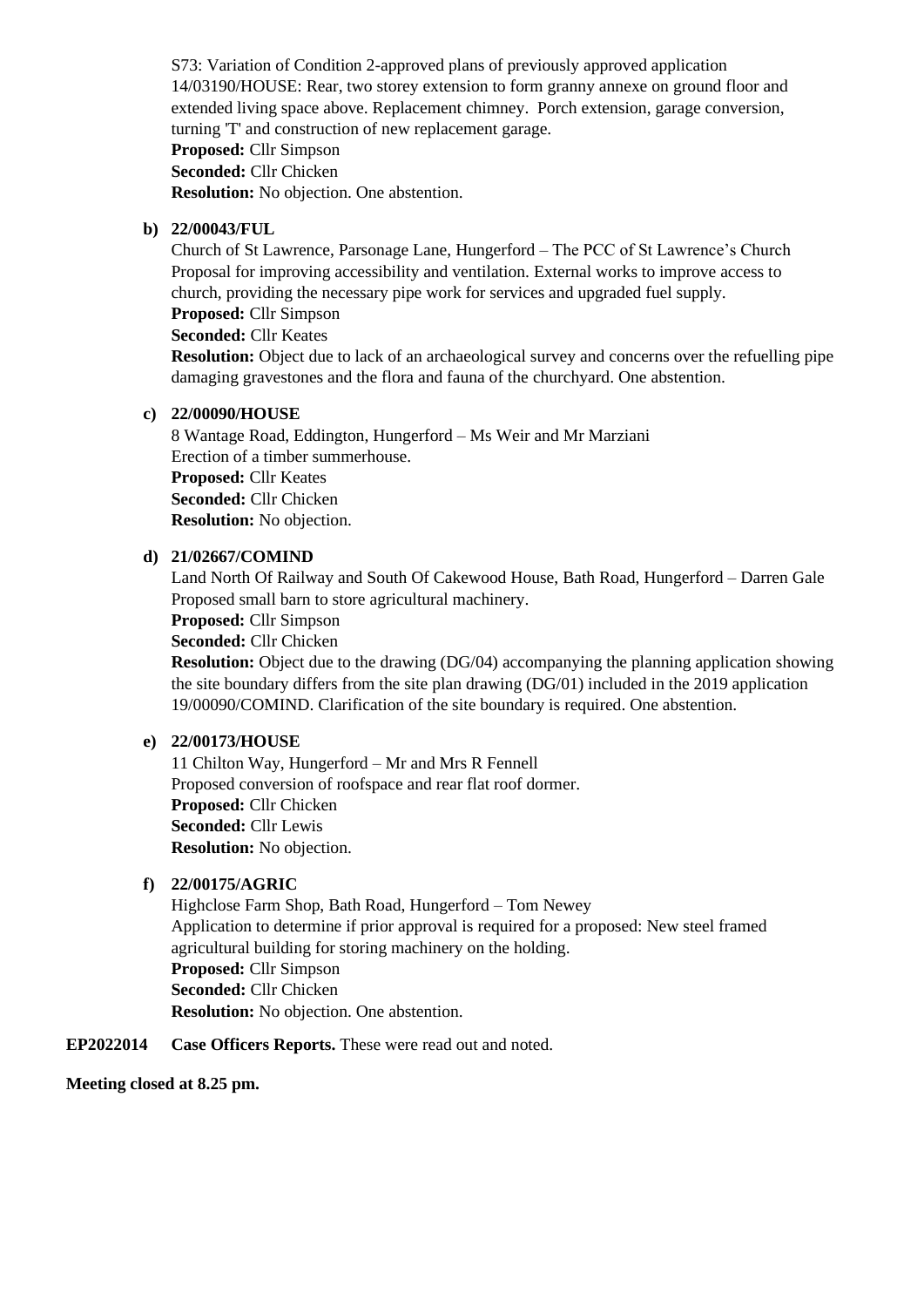S73: Variation of Condition 2-approved plans of previously approved application 14/03190/HOUSE: Rear, two storey extension to form granny annexe on ground floor and extended living space above. Replacement chimney. Porch extension, garage conversion, turning 'T' and construction of new replacement garage.
**Proposed:** Cllr Simpson
**Seconded:** Cllr Chicken
**Resolution:** No objection. One abstention.

**b) 22/00043/FUL**
Church of St Lawrence, Parsonage Lane, Hungerford – The PCC of St Lawrence's Church
Proposal for improving accessibility and ventilation. External works to improve access to church, providing the necessary pipe work for services and upgraded fuel supply.
**Proposed:** Cllr Simpson
**Seconded:** Cllr Keates
**Resolution:** Object due to lack of an archaeological survey and concerns over the refuelling pipe damaging gravestones and the flora and fauna of the churchyard. One abstention.

**c) 22/00090/HOUSE**
8 Wantage Road, Eddington, Hungerford – Ms Weir and Mr Marziani
Erection of a timber summerhouse.
**Proposed:** Cllr Keates
**Seconded:** Cllr Chicken
**Resolution:** No objection.

**d) 21/02667/COMIND**
Land North Of Railway and South Of Cakewood House, Bath Road, Hungerford – Darren Gale
Proposed small barn to store agricultural machinery.
**Proposed:** Cllr Simpson
**Seconded:** Cllr Chicken
**Resolution:** Object due to the drawing (DG/04) accompanying the planning application showing the site boundary differs from the site plan drawing (DG/01) included in the 2019 application 19/00090/COMIND. Clarification of the site boundary is required. One abstention.

**e) 22/00173/HOUSE**
11 Chilton Way, Hungerford – Mr and Mrs R Fennell
Proposed conversion of roofspace and rear flat roof dormer.
**Proposed:** Cllr Chicken
**Seconded:** Cllr Lewis
**Resolution:** No objection.

**f) 22/00175/AGRIC**
Highclose Farm Shop, Bath Road, Hungerford – Tom Newey
Application to determine if prior approval is required for a proposed: New steel framed agricultural building for storing machinery on the holding.
**Proposed:** Cllr Simpson
**Seconded:** Cllr Chicken
**Resolution:** No objection. One abstention.

**EP2022014** **Case Officers Reports.** These were read out and noted.

**Meeting closed at 8.25 pm.**